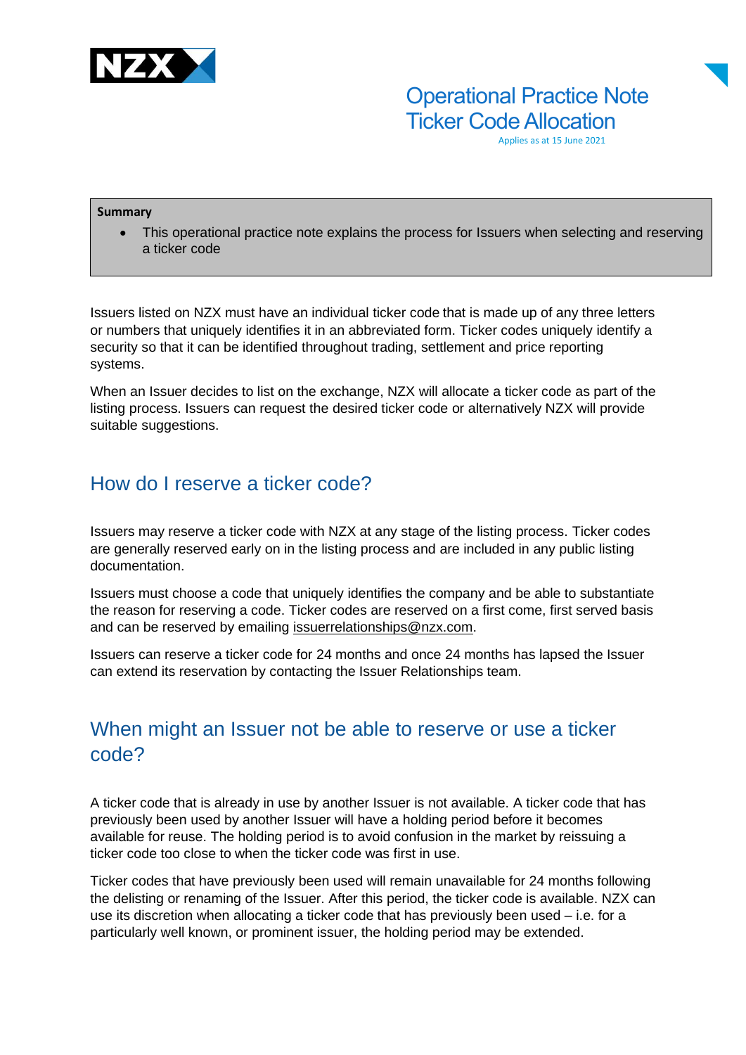# Operational Practice Note Ticker Code Allocation

Applies as at 15 June 2021

**Summary**

- This operational practice note explains the process for Issuers when selecting and reserving a ticker code

Issuers listed on NZX must have an individual ticker code that is made up of any three letters or numbers that uniquely identifies it in an abbreviated form. Ticker codes uniquely identify a security so that it can be identified throughout trading, settlement and price reporting systems.

When an Issuer decides to list on the exchange, NZX will allocate a ticker code as part of the listing process. Issuers can request the desired ticker code or alternatively NZX will provide suitable suggestions.

## How do I reserve a ticker code?

Issuers may reserve a ticker code with NZX at any stage of the listing process. Ticker codes are generally reserved early on in the listing process and are included in any public listing documentation.

Issuers must choose a code that uniquely identifies the company and be able to substantiate the reason for reserving a code. Ticker codes are reserved on a first come, first served basis and can be reserved by emailing issuerrelationships@nzx.com.

Issuers can reserve a ticker code for 24 months and once 24 months has lapsed the Issuer can extend its reservation by contacting the Issuer Relationships team.

## When might an Issuer not be able to reserve or use a ticker code?

A ticker code that is already in use by another Issuer is not available. A ticker code that has previously been used by another Issuer will have a holding period before it becomes available for reuse. The holding period is to avoid confusion in the market by reissuing a ticker code too close to when the ticker code was first in use.

Ticker codes that have previously been used will remain unavailable for 24 months following the delisting or renaming of the Issuer. After this period, the ticker code is available. NZX can use its discretion when allocating a ticker code that has previously been used – i.e. for a particularly well known, or prominent issuer, the holding period may be extended.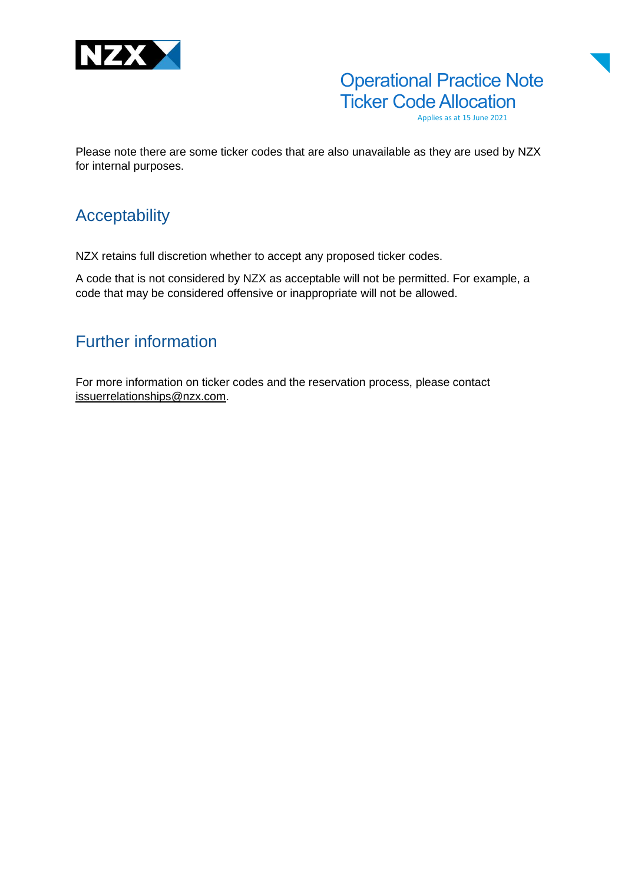Please note there are some ticker codes that are also unavailable as they are used by NZX for internal purposes.

## Acceptability

NZX retains full discretion whether to accept any proposed ticker codes.

A code that is not considered by NZX as acceptable will not be permitted. For example, a code that may be considered offensive or inappropriate will not be allowed.

## Further information

For more information on ticker codes and the reservation process, please contact issuerrelationships@nzx.com.